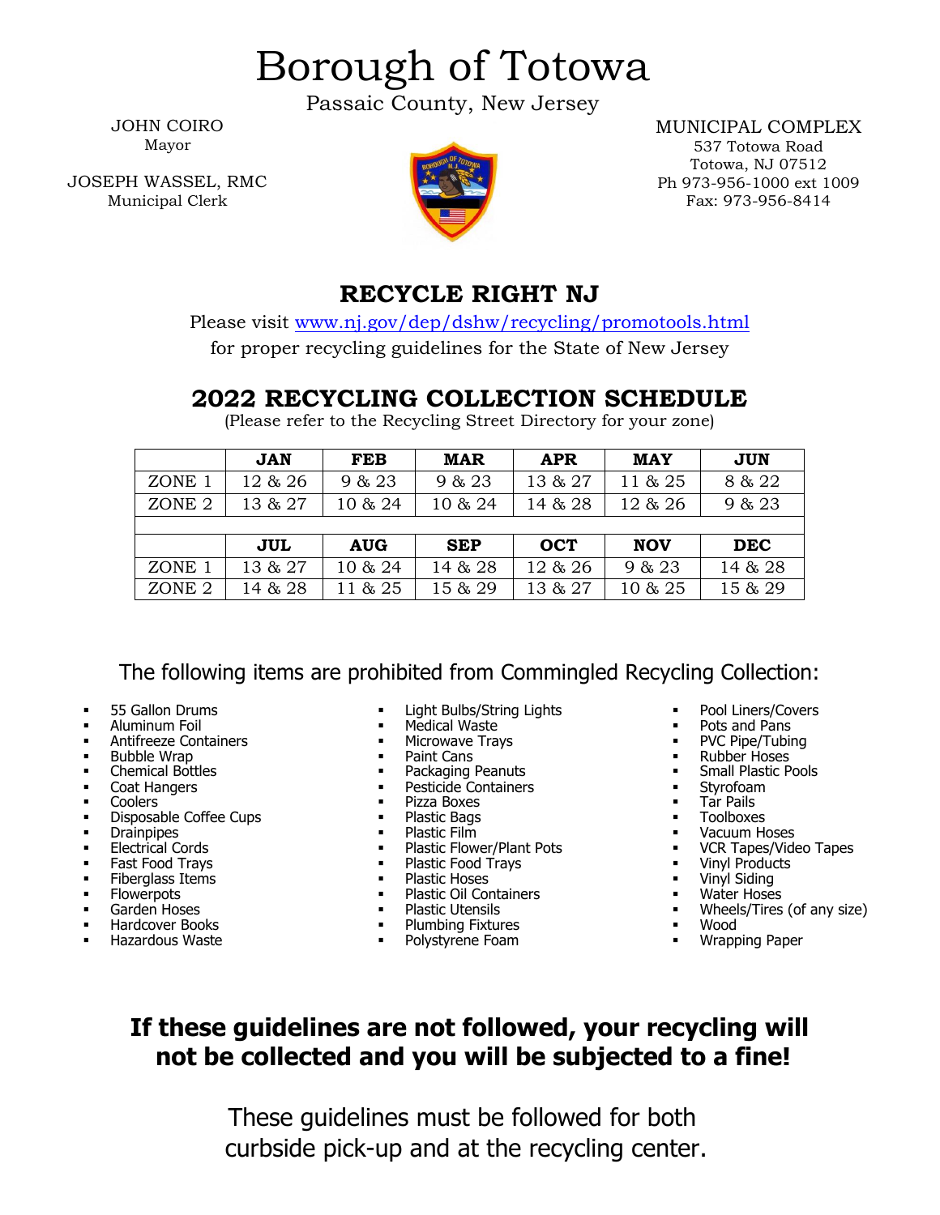# Borough of Totowa

Passaic County, New Jersey

JOHN COIRO
Mayor

JOSEPH WASSEL, RMC
Municipal Clerk

MUNICIPAL COMPLEX
537 Totowa Road
Totowa, NJ 07512
Ph 973-956-1000 ext 1009
Fax: 973-956-8414

## RECYCLE RIGHT NJ

Please visit www.nj.gov/dep/dshw/recycling/promotools.html
for proper recycling guidelines for the State of New Jersey

## 2022 RECYCLING COLLECTION SCHEDULE

(Please refer to the Recycling Street Directory for your zone)

| | JAN | FEB | MAR | APR | MAY | JUN |
|---|---|---|---|---|---|---|
| ZONE 1 | 12 & 26 | 9 & 23 | 9 & 23 | 13 & 27 | 11 & 25 | 8 & 22 |
| ZONE 2 | 13 & 27 | 10 & 24 | 10 & 24 | 14 & 28 | 12 & 26 | 9 & 23 |
| | **JUL** | **AUG** | **SEP** | **OCT** | **NOV** | **DEC** |
| ZONE 1 | 13 & 27 | 10 & 24 | 14 & 28 | 12 & 26 | 9 & 23 | 14 & 28 |
| ZONE 2 | 14 & 28 | 11 & 25 | 15 & 29 | 13 & 27 | 10 & 25 | 15 & 29 |

The following items are prohibited from Commingled Recycling Collection:

- 55 Gallon Drums
- Aluminum Foil
- Antifreeze Containers
- Bubble Wrap
- Chemical Bottles
- Coat Hangers
- Coolers
- Disposable Coffee Cups
- Drainpipes
- Electrical Cords
- Fast Food Trays
- Fiberglass Items
- Flowerpots
- Garden Hoses
- Hardcover Books
- Hazardous Waste
- Light Bulbs/String Lights
- Medical Waste
- Microwave Trays
- Paint Cans
- Packaging Peanuts
- Pesticide Containers
- Pizza Boxes
- Plastic Bags
- Plastic Film
- Plastic Flower/Plant Pots
- Plastic Food Trays
- Plastic Hoses
- Plastic Oil Containers
- Plastic Utensils
- Plumbing Fixtures
- Polystyrene Foam
- Pool Liners/Covers
- Pots and Pans
- PVC Pipe/Tubing
- Rubber Hoses
- Small Plastic Pools
- Styrofoam
- Tar Pails
- Toolboxes
- Vacuum Hoses
- VCR Tapes/Video Tapes
- Vinyl Products
- Vinyl Siding
- Water Hoses
- Wheels/Tires (of any size)
- Wood
- Wrapping Paper

**If these guidelines are not followed, your recycling will not be collected and you will be subjected to a fine!**

These guidelines must be followed for both curbside pick-up and at the recycling center.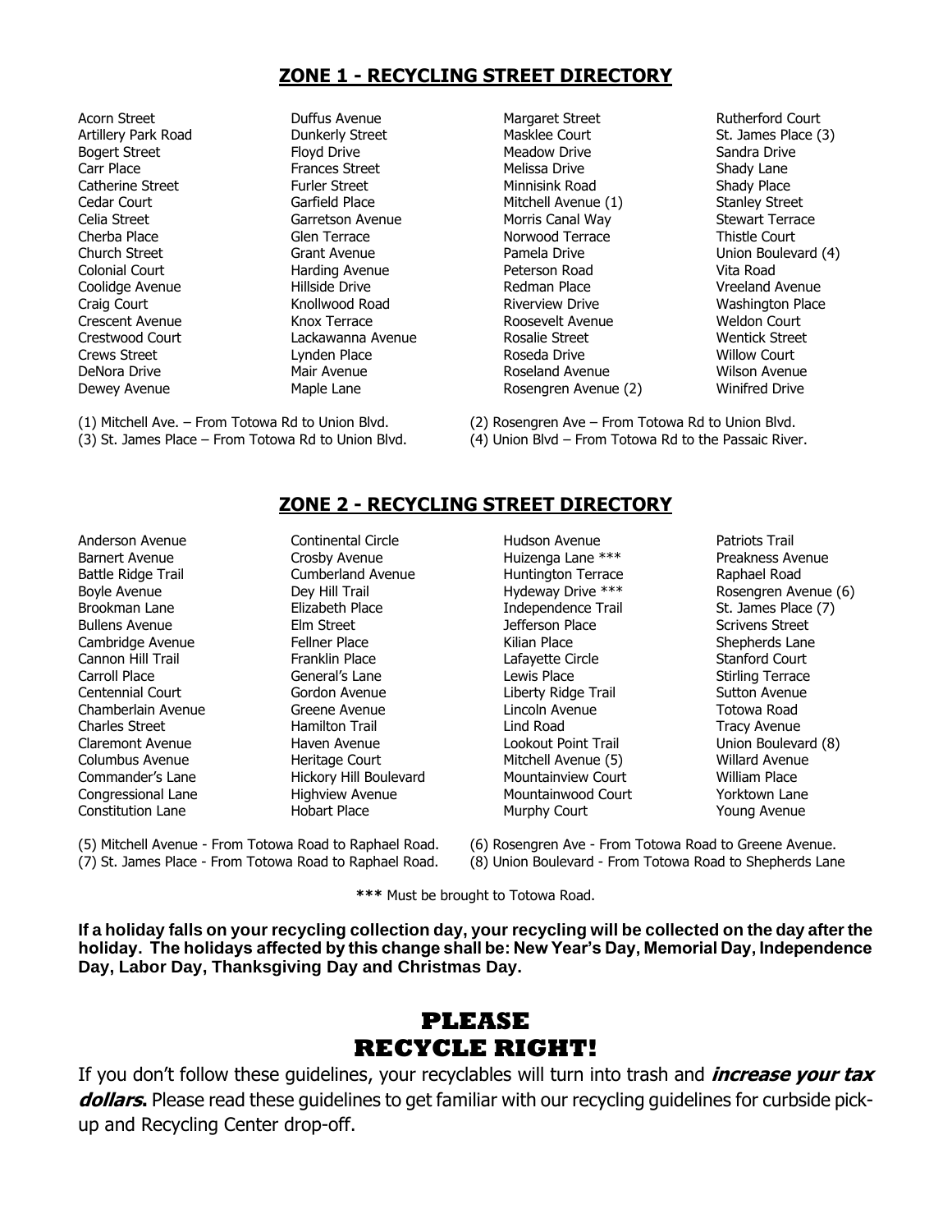## ZONE 1 - RECYCLING STREET DIRECTORY

Acorn Street
Artillery Park Road
Bogert Street
Carr Place
Catherine Street
Cedar Court
Celia Street
Cherba Place
Church Street
Colonial Court
Coolidge Avenue
Craig Court
Crescent Avenue
Crestwood Court
Crews Street
DeNora Drive
Dewey Avenue

Duffus Avenue
Dunkerly Street
Floyd Drive
Frances Street
Furler Street
Garfield Place
Garretson Avenue
Glen Terrace
Grant Avenue
Harding Avenue
Hillside Drive
Knollwood Road
Knox Terrace
Lackawanna Avenue
Lynden Place
Mair Avenue
Maple Lane

Margaret Street
Masklee Court
Meadow Drive
Melissa Drive
Minnisink Road
Mitchell Avenue (1)
Morris Canal Way
Norwood Terrace
Pamela Drive
Peterson Road
Redman Place
Riverview Drive
Roosevelt Avenue
Rosalie Street
Roseda Drive
Roseland Avenue
Rosengren Avenue (2)

Rutherford Court
St. James Place (3)
Sandra Drive
Shady Lane
Shady Place
Stanley Street
Stewart Terrace
Thistle Court
Union Boulevard (4)
Vita Road
Vreeland Avenue
Washington Place
Weldon Court
Wentick Street
Willow Court
Wilson Avenue
Winifred Drive

(1) Mitchell Ave. – From Totowa Rd to Union Blvd.
(2) Rosengren Ave – From Totowa Rd to Union Blvd.
(3) St. James Place – From Totowa Rd to Union Blvd.
(4) Union Blvd – From Totowa Rd to the Passaic River.

## ZONE 2 - RECYCLING STREET DIRECTORY

Anderson Avenue
Barnert Avenue
Battle Ridge Trail
Boyle Avenue
Brookman Lane
Bullens Avenue
Cambridge Avenue
Cannon Hill Trail
Carroll Place
Centennial Court
Chamberlain Avenue
Charles Street
Claremont Avenue
Columbus Avenue
Commander's Lane
Congressional Lane
Constitution Lane

Continental Circle
Crosby Avenue
Cumberland Avenue
Dey Hill Trail
Elizabeth Place
Elm Street
Fellner Place
Franklin Place
General's Lane
Gordon Avenue
Greene Avenue
Hamilton Trail
Haven Avenue
Heritage Court
Hickory Hill Boulevard
Highview Avenue
Hobart Place

Hudson Avenue
Huizenga Lane ***
Huntington Terrace
Hydeway Drive ***
Independence Trail
Jefferson Place
Kilian Place
Lafayette Circle
Lewis Place
Liberty Ridge Trail
Lincoln Avenue
Lind Road
Lookout Point Trail
Mitchell Avenue (5)
Mountainview Court
Mountainwood Court
Murphy Court

Patriots Trail
Preakness Avenue
Raphael Road
Rosengren Avenue (6)
St. James Place (7)
Scrivens Street
Shepherds Lane
Stanford Court
Stirling Terrace
Sutton Avenue
Totowa Road
Tracy Avenue
Union Boulevard (8)
Willard Avenue
William Place
Yorktown Lane
Young Avenue

(5) Mitchell Avenue - From Totowa Road to Raphael Road.
(6) Rosengren Ave - From Totowa Road to Greene Avenue.
(7) St. James Place - From Totowa Road to Raphael Road.
(8) Union Boulevard - From Totowa Road to Shepherds Lane

*** Must be brought to Totowa Road.

**If a holiday falls on your recycling collection day, your recycling will be collected on the day after the holiday. The holidays affected by this change shall be: New Year's Day, Memorial Day, Independence Day, Labor Day, Thanksgiving Day and Christmas Day.**

# PLEASE RECYCLE RIGHT!

If you don't follow these guidelines, your recyclables will turn into trash and ***increase your tax dollars.*** Please read these guidelines to get familiar with our recycling guidelines for curbside pick-up and Recycling Center drop-off.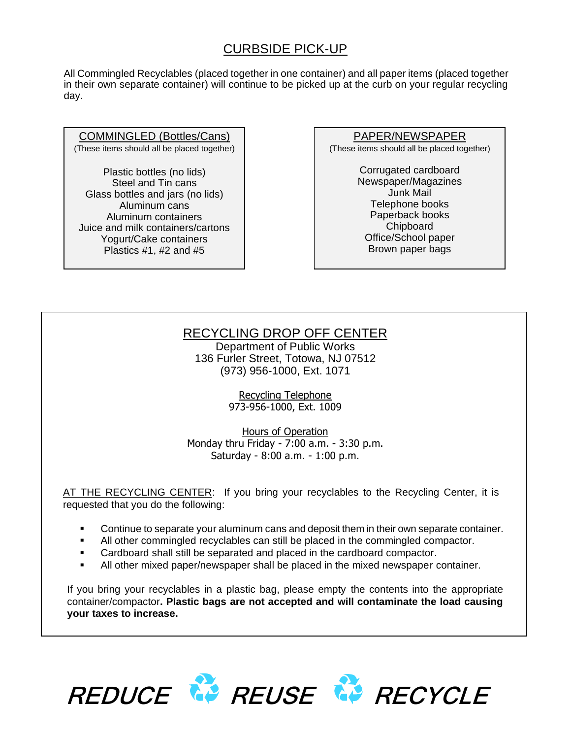# CURBSIDE PICK-UP

All Commingled Recyclables (placed together in one container) and all paper items (placed together in their own separate container) will continue to be picked up at the curb on your regular recycling day.

## COMMINGLED (Bottles/Cans)

(These items should all be placed together)

Plastic bottles (no lids)
Steel and Tin cans
Glass bottles and jars (no lids)
Aluminum cans
Aluminum containers
Juice and milk containers/cartons
Yogurt/Cake containers
Plastics #1, #2 and #5

## PAPER/NEWSPAPER

(These items should all be placed together)

Corrugated cardboard
Newspaper/Magazines
Junk Mail
Telephone books
Paperback books
Chipboard
Office/School paper
Brown paper bags

## RECYCLING DROP OFF CENTER

Department of Public Works
136 Furler Street, Totowa, NJ 07512
(973) 956-1000, Ext. 1071

Recycling Telephone
973-956-1000, Ext. 1009

Hours of Operation
Monday thru Friday - 7:00 a.m. - 3:30 p.m.
Saturday - 8:00 a.m. - 1:00 p.m.

AT THE RECYCLING CENTER: If you bring your recyclables to the Recycling Center, it is requested that you do the following:

- Continue to separate your aluminum cans and deposit them in their own separate container.
- All other commingled recyclables can still be placed in the commingled compactor.
- Cardboard shall still be separated and placed in the cardboard compactor.
- All other mixed paper/newspaper shall be placed in the mixed newspaper container.

If you bring your recyclables in a plastic bag, please empty the contents into the appropriate container/compactor**. Plastic bags are not accepted and will contaminate the load causing your taxes to increase.**

***REDUCE REUSE RECYCLE***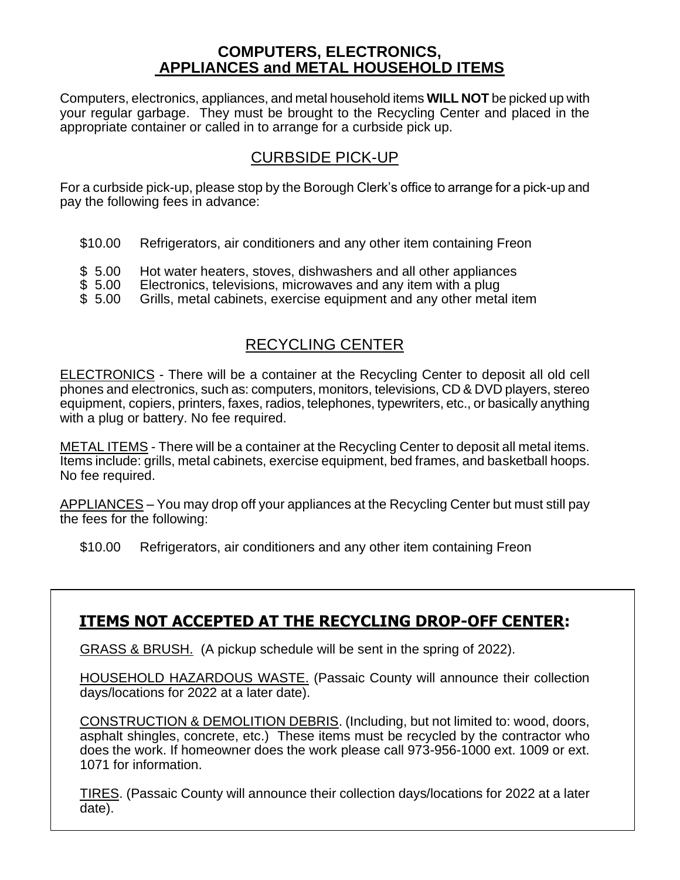## COMPUTERS, ELECTRONICS, APPLIANCES and METAL HOUSEHOLD ITEMS

Computers, electronics, appliances, and metal household items **WILL NOT** be picked up with your regular garbage. They must be brought to the Recycling Center and placed in the appropriate container or called in to arrange for a curbside pick up.

### CURBSIDE PICK-UP

For a curbside pick-up, please stop by the Borough Clerk's office to arrange for a pick-up and pay the following fees in advance:

- \$10.00 Refrigerators, air conditioners and any other item containing Freon
- \$ 5.00 Hot water heaters, stoves, dishwashers and all other appliances
- \$ 5.00 Electronics, televisions, microwaves and any item with a plug
- \$ 5.00 Grills, metal cabinets, exercise equipment and any other metal item

### RECYCLING CENTER

ELECTRONICS - There will be a container at the Recycling Center to deposit all old cell phones and electronics, such as: computers, monitors, televisions, CD & DVD players, stereo equipment, copiers, printers, faxes, radios, telephones, typewriters, etc., or basically anything with a plug or battery. No fee required.

METAL ITEMS - There will be a container at the Recycling Center to deposit all metal items. Items include: grills, metal cabinets, exercise equipment, bed frames, and basketball hoops. No fee required.

APPLIANCES – You may drop off your appliances at the Recycling Center but must still pay the fees for the following:

- \$10.00 Refrigerators, air conditioners and any other item containing Freon

### ITEMS NOT ACCEPTED AT THE RECYCLING DROP-OFF CENTER:

GRASS & BRUSH. (A pickup schedule will be sent in the spring of 2022).

HOUSEHOLD HAZARDOUS WASTE. (Passaic County will announce their collection days/locations for 2022 at a later date).

CONSTRUCTION & DEMOLITION DEBRIS. (Including, but not limited to: wood, doors, asphalt shingles, concrete, etc.) These items must be recycled by the contractor who does the work. If homeowner does the work please call 973-956-1000 ext. 1009 or ext. 1071 for information.

TIRES. (Passaic County will announce their collection days/locations for 2022 at a later date).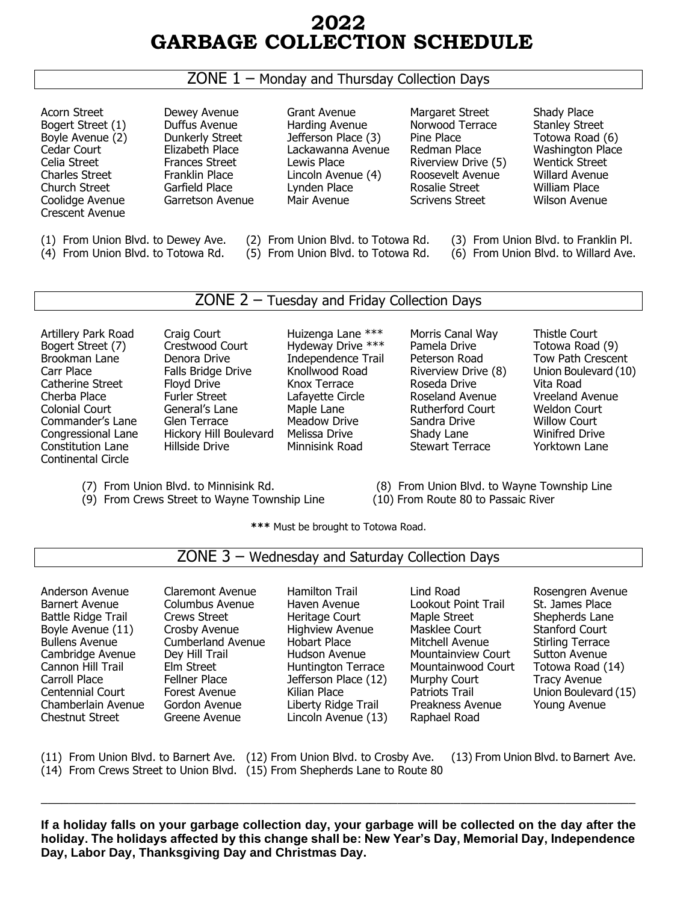# 2022
# GARBAGE COLLECTION SCHEDULE

## ZONE 1 – Monday and Thursday Collection Days

| | | | | |
|---|---|---|---|---|
| Acorn Street | Dewey Avenue | Grant Avenue | Margaret Street | Shady Place |
| Bogert Street (1) | Duffus Avenue | Harding Avenue | Norwood Terrace | Stanley Street |
| Boyle Avenue (2) | Dunkerly Street | Jefferson Place (3) | Pine Place | Totowa Road (6) |
| Cedar Court | Elizabeth Place | Lackawanna Avenue | Redman Place | Washington Place |
| Celia Street | Frances Street | Lewis Place | Riverview Drive (5) | Wentick Street |
| Charles Street | Franklin Place | Lincoln Avenue (4) | Roosevelt Avenue | Willard Avenue |
| Church Street | Garfield Place | Lynden Place | Rosalie Street | William Place |
| Coolidge Avenue | Garretson Avenue | Mair Avenue | Scrivens Street | Wilson Avenue |
| Crescent Avenue | | | | |

(1) From Union Blvd. to Dewey Ave.
(2) From Union Blvd. to Totowa Rd.
(3) From Union Blvd. to Franklin Pl.
(4) From Union Blvd. to Totowa Rd.
(5) From Union Blvd. to Totowa Rd.
(6) From Union Blvd. to Willard Ave.

## ZONE 2 – Tuesday and Friday Collection Days

| | | | | |
|---|---|---|---|---|
| Artillery Park Road | Craig Court | Huizenga Lane *** | Morris Canal Way | Thistle Court |
| Bogert Street (7) | Crestwood Court | Hydeway Drive *** | Pamela Drive | Totowa Road (9) |
| Brookman Lane | Denora Drive | Independence Trail | Peterson Road | Tow Path Crescent |
| Carr Place | Falls Bridge Drive | Knollwood Road | Riverview Drive (8) | Union Boulevard (10) |
| Catherine Street | Floyd Drive | Knox Terrace | Roseda Drive | Vita Road |
| Cherba Place | Furler Street | Lafayette Circle | Roseland Avenue | Vreeland Avenue |
| Colonial Court | General's Lane | Maple Lane | Rutherford Court | Weldon Court |
| Commander's Lane | Glen Terrace | Meadow Drive | Sandra Drive | Willow Court |
| Congressional Lane | Hickory Hill Boulevard | Melissa Drive | Shady Lane | Winifred Drive |
| Constitution Lane | Hillside Drive | Minnisink Road | Stewart Terrace | Yorktown Lane |
| Continental Circle | | | | |

(7) From Union Blvd. to Minnisink Rd.
(8) From Union Blvd. to Wayne Township Line
(9) From Crews Street to Wayne Township Line
(10) From Route 80 to Passaic River

*** Must be brought to Totowa Road.

## ZONE 3 – Wednesday and Saturday Collection Days

| | | | | |
|---|---|---|---|---|
| Anderson Avenue | Claremont Avenue | Hamilton Trail | Lind Road | Rosengren Avenue |
| Barnert Avenue | Columbus Avenue | Haven Avenue | Lookout Point Trail | St. James Place |
| Battle Ridge Trail | Crews Street | Heritage Court | Maple Street | Shepherds Lane |
| Boyle Avenue (11) | Crosby Avenue | Highview Avenue | Masklee Court | Stanford Court |
| Bullens Avenue | Cumberland Avenue | Hobart Place | Mitchell Avenue | Stirling Terrace |
| Cambridge Avenue | Dey Hill Trail | Hudson Avenue | Mountainview Court | Sutton Avenue |
| Cannon Hill Trail | Elm Street | Huntington Terrace | Mountainwood Court | Totowa Road (14) |
| Carroll Place | Fellner Place | Jefferson Place (12) | Murphy Court | Tracy Avenue |
| Centennial Court | Forest Avenue | Kilian Place | Patriots Trail | Union Boulevard (15) |
| Chamberlain Avenue | Gordon Avenue | Liberty Ridge Trail | Preakness Avenue | Young Avenue |
| Chestnut Street | Greene Avenue | Lincoln Avenue (13) | Raphael Road | |

(11) From Union Blvd. to Barnert Ave.
(12) From Union Blvd. to Crosby Ave.
(13) From Union Blvd. to Barnert Ave.
(14) From Crews Street to Union Blvd.
(15) From Shepherds Lane to Route 80

---

**If a holiday falls on your garbage collection day, your garbage will be collected on the day after the holiday. The holidays affected by this change shall be: New Year's Day, Memorial Day, Independence Day, Labor Day, Thanksgiving Day and Christmas Day.**